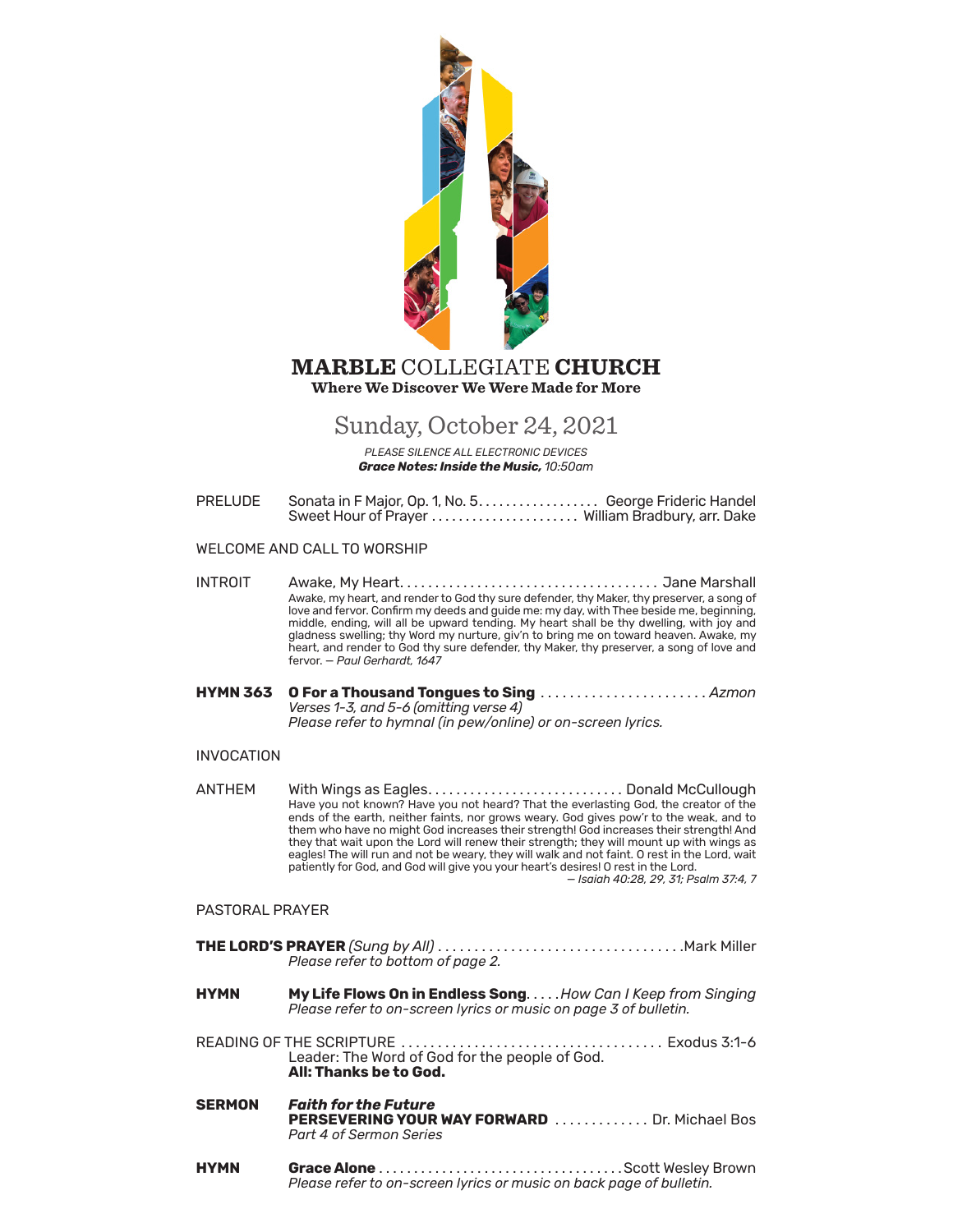# **MARBLE** COLLEGIATE **CHURCH**

**Where We Discover We Were Made for More**

## Sunday, October 24, 2021

*PLEASE SILENCE ALL ELECTRONIC DEVICES*
***Grace Notes: Inside the Music,*** *10:50am*

PRELUDE — Sonata in F Major, Op. 1, No. 5 . . . . . . . . . . . . . . . . . . George Frideric Handel
Sweet Hour of Prayer . . . . . . . . . . . . . . . . . . . . . . William Bradbury, arr. Dake

WELCOME AND CALL TO WORSHIP

INTROIT — Awake, My Heart . . . . . . . . . . . . . . . . . . . . . . . . . . . . . . . . . . . . . Jane Marshall

Awake, my heart, and render to God thy sure defender, thy Maker, thy preserver, a song of love and fervor. Confirm my deeds and guide me: my day, with Thee beside me, beginning, middle, ending, will all be upward tending. My heart shall be thy dwelling, with joy and gladness swelling; thy Word my nurture, giv'n to bring me on toward heaven. Awake, my heart, and render to God thy sure defender, thy Maker, thy preserver, a song of love and fervor. *— Paul Gerhardt, 1647*

**HYMN 363** — **O For a Thousand Tongues to Sing** . . . . . . . . . . . . . . . . . . . . . . . *Azmon*
*Verses 1-3, and 5-6 (omitting verse 4)*
*Please refer to hymnal (in pew/online) or on-screen lyrics.*

INVOCATION

ANTHEM — With Wings as Eagles . . . . . . . . . . . . . . . . . . . . . . . . . . . . Donald McCullough

Have you not known? Have you not heard? That the everlasting God, the creator of the ends of the earth, neither faints, nor grows weary. God gives pow'r to the weak, and to them who have no might God increases their strength! God increases their strength! And they that wait upon the Lord will renew their strength; they will mount up with wings as eagles! The will run and not be weary, they will walk and not faint. O rest in the Lord, wait patiently for God, and God will give you your heart's desires! O rest in the Lord.
*— Isaiah 40:28, 29, 31; Psalm 37:4, 7*

PASTORAL PRAYER

**THE LORD'S PRAYER** *(Sung by All)* . . . . . . . . . . . . . . . . . . . . . . . . . . . . . . . . . Mark Miller
*Please refer to bottom of page 2.*

**HYMN** — **My Life Flows On in Endless Song** . . . . . *How Can I Keep from Singing*
*Please refer to on-screen lyrics or music on page 3 of bulletin.*

READING OF THE SCRIPTURE . . . . . . . . . . . . . . . . . . . . . . . . . . . . . . . . . . . . Exodus 3:1-6
Leader: The Word of God for the people of God.
**All: Thanks be to God.**

**SERMON** — ***Faith for the Future***
**PERSEVERING YOUR WAY FORWARD** . . . . . . . . . . . . . Dr. Michael Bos
*Part 4 of Sermon Series*

**HYMN** — **Grace Alone** . . . . . . . . . . . . . . . . . . . . . . . . . . . . . . . . . . Scott Wesley Brown
*Please refer to on-screen lyrics or music on back page of bulletin.*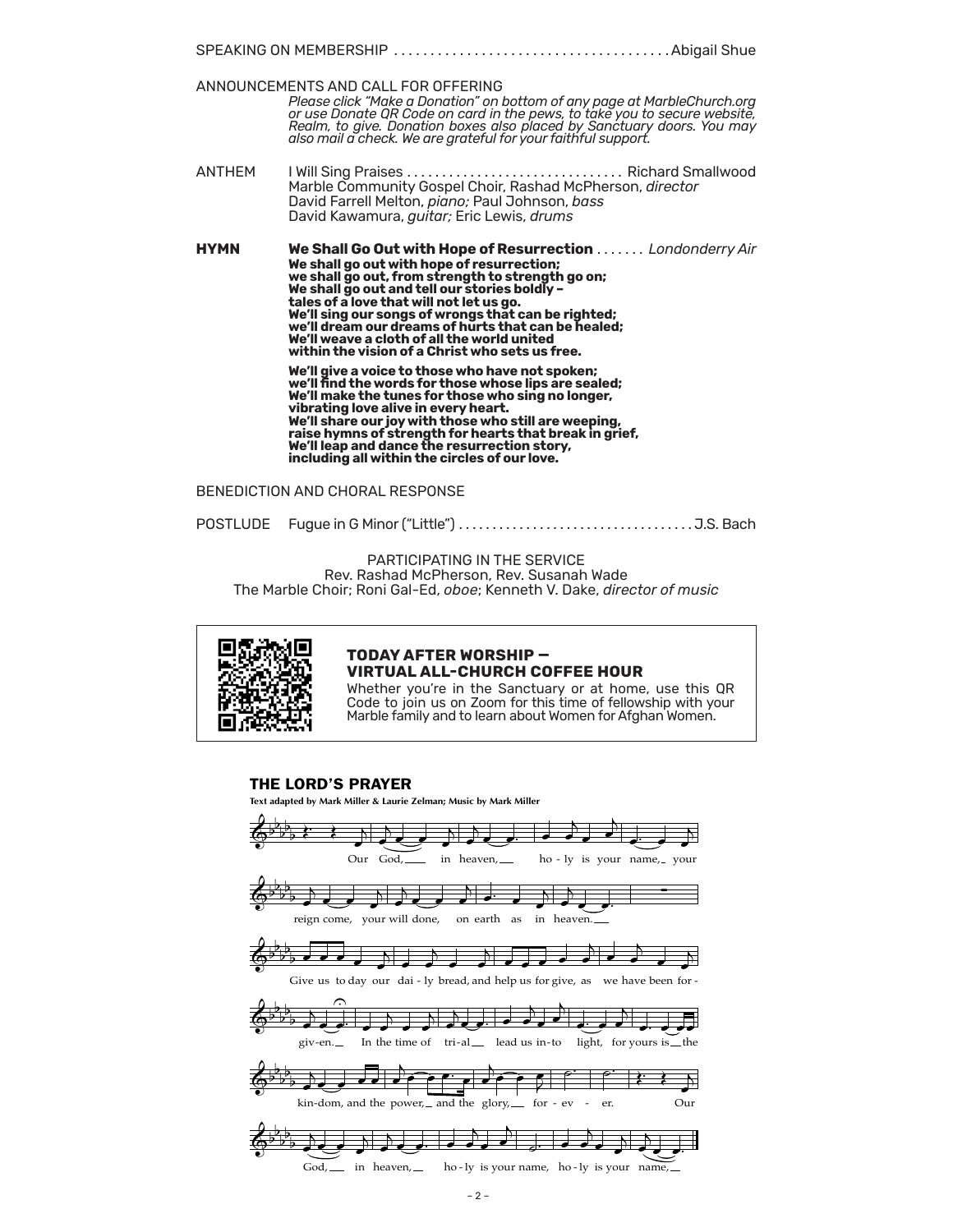SPEAKING ON MEMBERSHIP . . . . . . . . . . . . . . . . . . . . . . . . . . . . . . . . . . . . . . Abigail Shue

ANNOUNCEMENTS AND CALL FOR OFFERING

*Please click "Make a Donation" on bottom of any page at MarbleChurch.org or use Donate QR Code on card in the pews, to take you to secure website, Realm, to give. Donation boxes also placed by Sanctuary doors. You may also mail a check. We are grateful for your faithful support.*

ANTHEM I Will Sing Praises . . . . . . . . . . . . . . . . . . . . . . . . . . . . . . . Richard Smallwood
Marble Community Gospel Choir, Rashad McPherson, *director*
David Farrell Melton, *piano;* Paul Johnson, *bass*
David Kawamura, *guitar;* Eric Lewis, *drums*

**HYMN** **We Shall Go Out with Hope of Resurrection** . . . . . . . *Londonderry Air*

**We shall go out with hope of resurrection;**
**we shall go out, from strength to strength go on;**
**We shall go out and tell our stories boldly –**
**tales of a love that will not let us go.**
**We'll sing our songs of wrongs that can be righted;**
**we'll dream our dreams of hurts that can be healed;**
**We'll weave a cloth of all the world united**
**within the vision of a Christ who sets us free.**

**We'll give a voice to those who have not spoken;**
**we'll find the words for those whose lips are sealed;**
**We'll make the tunes for those who sing no longer,**
**vibrating love alive in every heart.**
**We'll share our joy with those who still are weeping,**
**raise hymns of strength for hearts that break in grief,**
**We'll leap and dance the resurrection story,**
**including all within the circles of our love.**

BENEDICTION AND CHORAL RESPONSE

POSTLUDE Fugue in G Minor ("Little") . . . . . . . . . . . . . . . . . . . . . . . . . . . . . . . . . . J.S. Bach

PARTICIPATING IN THE SERVICE
Rev. Rashad McPherson, Rev. Susanah Wade
The Marble Choir; Roni Gal-Ed, *oboe*; Kenneth V. Dake, *director of music*

**TODAY AFTER WORSHIP — VIRTUAL ALL-CHURCH COFFEE HOUR**

Whether you're in the Sanctuary or at home, use this QR Code to join us on Zoom for this time of fellowship with your Marble family and to learn about Women for Afghan Women.

**THE LORD'S PRAYER**

**Text adapted by Mark Miller & Laurie Zelman; Music by Mark Miller**

Our God, in heaven, holy is your name, your reign come, your will done, on earth as in heaven.

Give us today our daily bread, and help us forgive, as we have been forgiven. In the time of trial lead us into light, for yours is the kin-dom, and the power, and the glory, for-ever.

Our God, in heaven, holy is your name, holy is your name.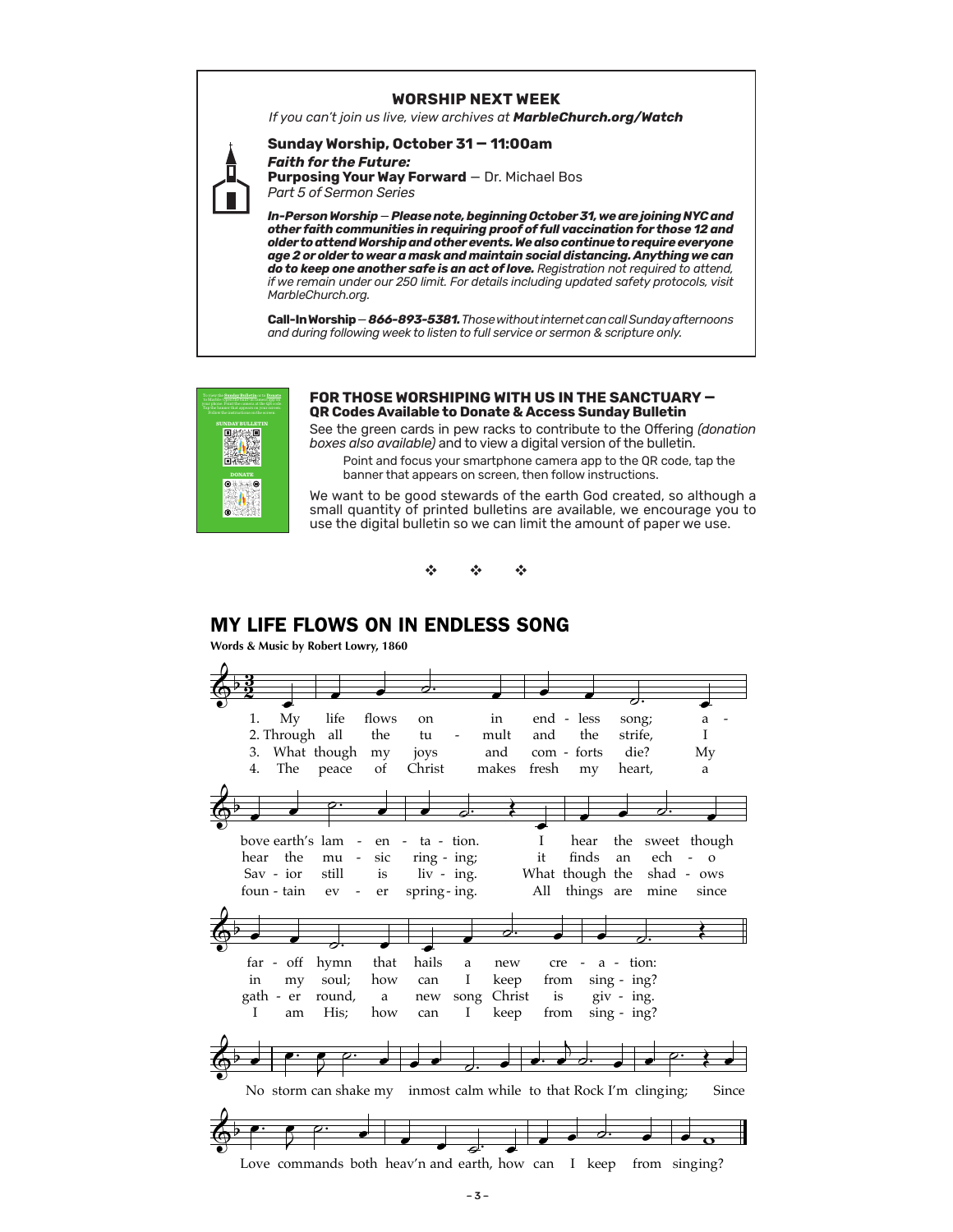## WORSHIP NEXT WEEK

*If you can't join us live, view archives at **MarbleChurch.org/Watch***

**Sunday Worship, October 31 — 11:00am**
***Faith for the Future:***
**Purposing Your Way Forward** — Dr. Michael Bos
*Part 5 of Sermon Series*

***In-Person Worship** — **Please note, beginning October 31, we are joining NYC and other faith communities in requiring proof of full vaccination for those 12 and older to attend Worship and other events. We also continue to require everyone age 2 or older to wear a mask and maintain social distancing. Anything we can do to keep one another safe is an act of love.** Registration not required to attend, if we remain under our 250 limit. For details including updated safety protocols, visit MarbleChurch.org.*

**Call-In Worship** — ***866-893-5381.*** *Those without internet can call Sunday afternoons and during following week to listen to full service or sermon & scripture only.*

### FOR THOSE WORSHIPING WITH US IN THE SANCTUARY — QR Codes Available to Donate & Access Sunday Bulletin

See the green cards in pew racks to contribute to the Offering *(donation boxes also available)* and to view a digital version of the bulletin.

Point and focus your smartphone camera app to the QR code, tap the banner that appears on screen, then follow instructions.

We want to be good stewards of the earth God created, so although a small quantity of printed bulletins are available, we encourage you to use the digital bulletin so we can limit the amount of paper we use.

❖ ❖ ❖

## MY LIFE FLOWS ON IN ENDLESS SONG

**Words & Music by Robert Lowry, 1860**

1. My life flows on in endless song; above earth's lamentation. I hear the sweet though far-off hymn that hails a new creation:

2. Through all the tumult and the strife, I hear the music ringing; it finds an echo in my soul; how can I keep from singing?

3. What though my joys and comforts die? My Savior still is living. What though the shadows gather round, a new song Christ is giving.

4. The peace of Christ makes fresh my heart, a fountain ever springing. All things are mine since I am His; how can I keep from singing?

No storm can shake my inmost calm while to that Rock I'm clinging; Since Love commands both heav'n and earth, how can I keep from singing?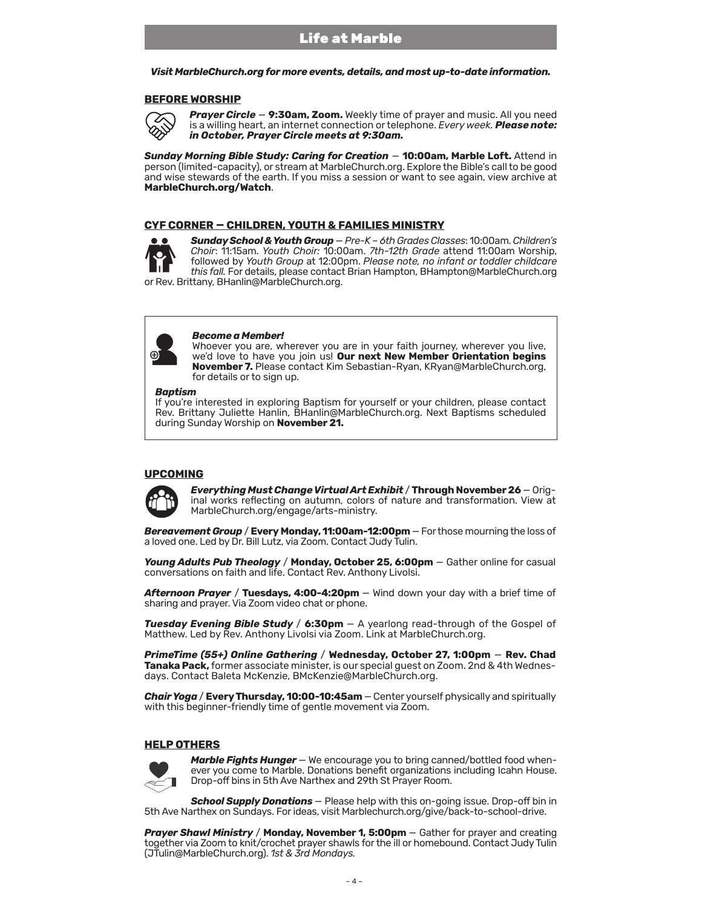# Life at Marble

***Visit MarbleChurch.org for more events, details, and most up-to-date information.***

## BEFORE WORSHIP

***Prayer Circle*** — **9:30am, Zoom.** Weekly time of prayer and music. All you need is a willing heart, an internet connection or telephone. *Every week.* ***Please note: in October, Prayer Circle meets at 9:30am.***

***Sunday Morning Bible Study: Caring for Creation*** — **10:00am, Marble Loft.** Attend in person (limited-capacity), or stream at MarbleChurch.org. Explore the Bible's call to be good and wise stewards of the earth. If you miss a session or want to see again, view archive at **MarbleChurch.org/Watch**.

## CYF CORNER — CHILDREN, YOUTH & FAMILIES MINISTRY

***Sunday School & Youth Group*** — *Pre-K – 6th Grades Classes*: 10:00am. *Children's Choir*: 11:15am. *Youth Choir:* 10:00am. *7th-12th Grade* attend 11:00am Worship, followed by *Youth Group* at 12:00pm. *Please note, no infant or toddler childcare this fall.* For details, please contact Brian Hampton, BHampton@MarbleChurch.org or Rev. Brittany, BHanlin@MarbleChurch.org.

***Become a Member!***
Whoever you are, wherever you are in your faith journey, wherever you live, we'd love to have you join us! **Our next New Member Orientation begins November 7.** Please contact Kim Sebastian-Ryan, KRyan@MarbleChurch.org, for details or to sign up.

***Baptism***
If you're interested in exploring Baptism for yourself or your children, please contact Rev. Brittany Juliette Hanlin, BHanlin@MarbleChurch.org. Next Baptisms scheduled during Sunday Worship on **November 21.**

## UPCOMING

***Everything Must Change Virtual Art Exhibit*** / **Through November 26** — Original works reflecting on autumn, colors of nature and transformation. View at MarbleChurch.org/engage/arts-ministry.

***Bereavement Group*** / **Every Monday, 11:00am-12:00pm** — For those mourning the loss of a loved one. Led by Dr. Bill Lutz, via Zoom. Contact Judy Tulin.

***Young Adults Pub Theology*** / **Monday, October 25, 6:00pm** — Gather online for casual conversations on faith and life. Contact Rev. Anthony Livolsi.

***Afternoon Prayer*** / **Tuesdays, 4:00-4:20pm** — Wind down your day with a brief time of sharing and prayer. Via Zoom video chat or phone.

***Tuesday Evening Bible Study*** / **6:30pm** — A yearlong read-through of the Gospel of Matthew. Led by Rev. Anthony Livolsi via Zoom. Link at MarbleChurch.org.

***PrimeTime (55+) Online Gathering*** / **Wednesday, October 27, 1:00pm** — **Rev. Chad Tanaka Pack,** former associate minister, is our special guest on Zoom. 2nd & 4th Wednesdays. Contact Baleta McKenzie, BMcKenzie@MarbleChurch.org.

***Chair Yoga*** / **Every Thursday, 10:00-10:45am** — Center yourself physically and spiritually with this beginner-friendly time of gentle movement via Zoom.

## HELP OTHERS

***Marble Fights Hunger*** — We encourage you to bring canned/bottled food whenever you come to Marble. Donations benefit organizations including Icahn House. Drop-off bins in 5th Ave Narthex and 29th St Prayer Room.

***School Supply Donations*** — Please help with this on-going issue. Drop-off bin in 5th Ave Narthex on Sundays. For ideas, visit Marblechurch.org/give/back-to-school-drive.

***Prayer Shawl Ministry*** / **Monday, November 1, 5:00pm** — Gather for prayer and creating together via Zoom to knit/crochet prayer shawls for the ill or homebound. Contact Judy Tulin (JTulin@MarbleChurch.org). *1st & 3rd Mondays.*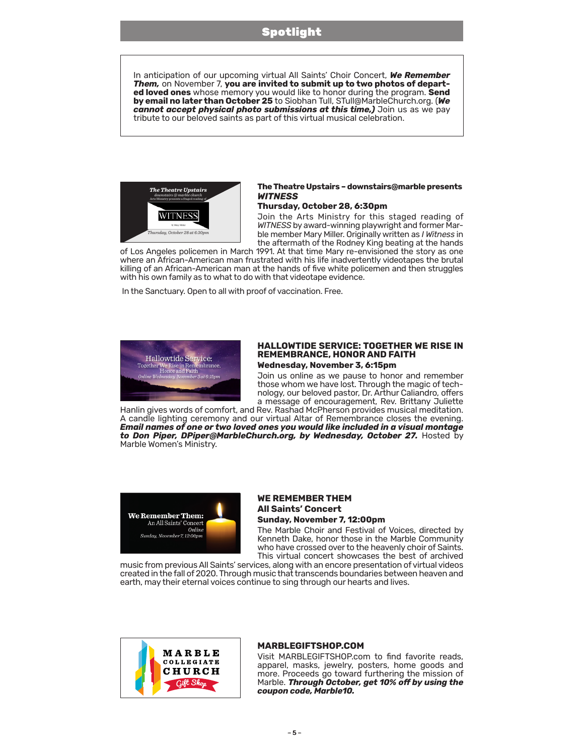## Spotlight

In anticipation of our upcoming virtual All Saints' Choir Concert, ***We Remember Them,*** on November 7, **you are invited to submit up to two photos of departed loved ones** whose memory you would like to honor during the program. **Send by email no later than October 25** to Siobhan Tull, STull@MarbleChurch.org. (***We cannot accept physical photo submissions at this time,)*** Join us as we pay tribute to our beloved saints as part of this virtual musical celebration.

### The Theatre Upstairs – downstairs@marble presents *WITNESS*

**Thursday, October 28, 6:30pm**

Join the Arts Ministry for this staged reading of *WITNESS* by award-winning playwright and former Marble member Mary Miller. Originally written as *I Witness* in the aftermath of the Rodney King beating at the hands of Los Angeles policemen in March 1991. At that time Mary re-envisioned the story as one where an African-American man frustrated with his life inadvertently videotapes the brutal killing of an African-American man at the hands of five white policemen and then struggles with his own family as to what to do with that videotape evidence.

In the Sanctuary. Open to all with proof of vaccination. Free.

### HALLOWTIDE SERVICE: TOGETHER WE RISE IN REMEMBRANCE, HONOR AND FAITH

**Wednesday, November 3, 6:15pm**

Join us online as we pause to honor and remember those whom we have lost. Through the magic of technology, our beloved pastor, Dr. Arthur Caliandro, offers a message of encouragement, Rev. Brittany Juliette Hanlin gives words of comfort, and Rev. Rashad McPherson provides musical meditation. A candle lighting ceremony and our virtual Altar of Remembrance closes the evening. ***Email names of one or two loved ones you would like included in a visual montage to Don Piper, DPiper@MarbleChurch.org, by Wednesday, October 27.*** Hosted by Marble Women's Ministry.

### WE REMEMBER THEM

**All Saints' Concert**

**Sunday, November 7, 12:00pm**

The Marble Choir and Festival of Voices, directed by Kenneth Dake, honor those in the Marble Community who have crossed over to the heavenly choir of Saints. This virtual concert showcases the best of archived music from previous All Saints' services, along with an encore presentation of virtual videos created in the fall of 2020. Through music that transcends boundaries between heaven and earth, may their eternal voices continue to sing through our hearts and lives.

### MARBLEGIFTSHOP.COM

Visit MARBLEGIFTSHOP.com to find favorite reads, apparel, masks, jewelry, posters, home goods and more. Proceeds go toward furthering the mission of Marble. ***Through October, get 10% off by using the coupon code, Marble10.***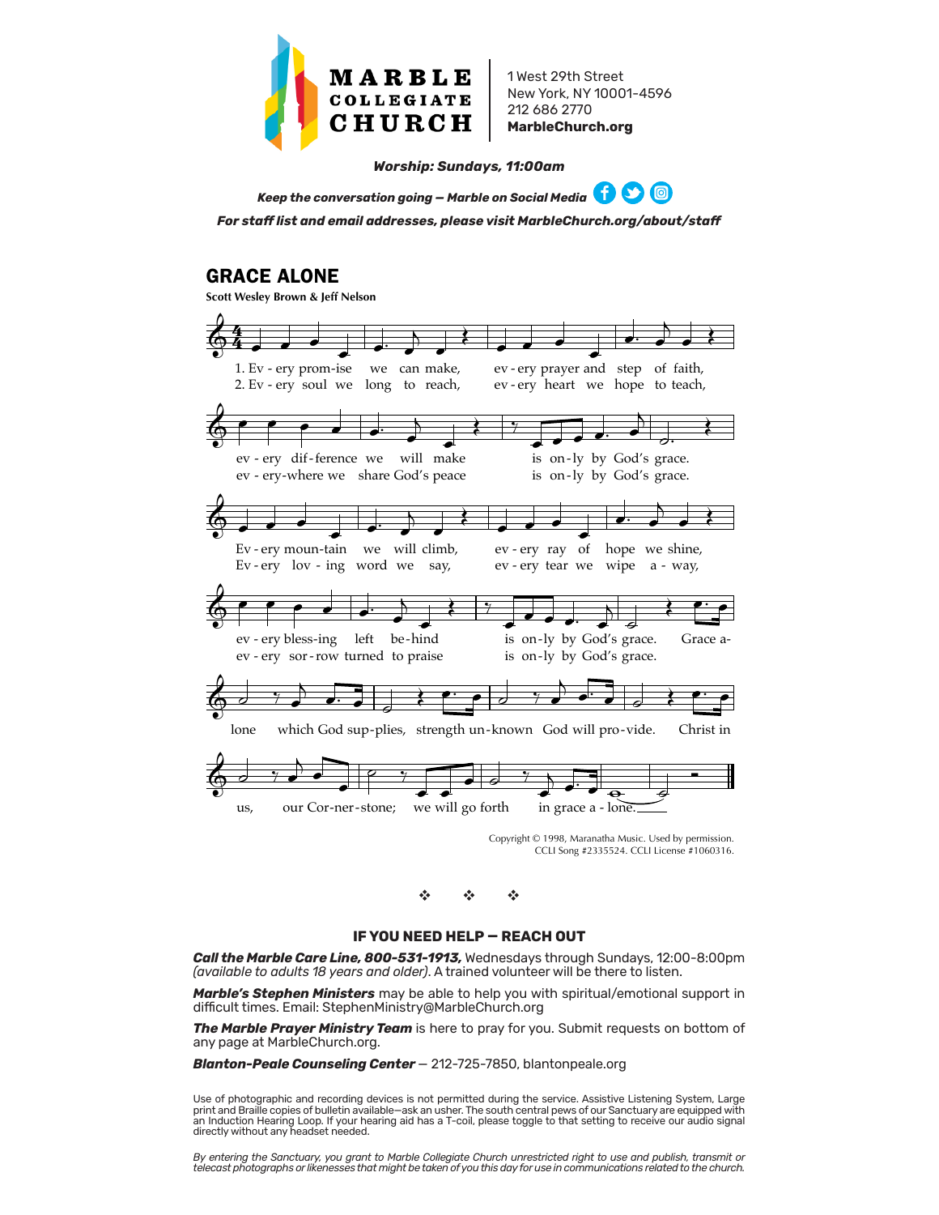**MARBLE COLLEGIATE CHURCH**

1 West 29th Street
New York, NY 10001-4596
212 686 2770
**MarbleChurch.org**

***Worship: Sundays, 11:00am***

***Keep the conversation going — Marble on Social Media***

***For staff list and email addresses, please visit MarbleChurch.org/about/staff***

## GRACE ALONE

**Scott Wesley Brown & Jeff Nelson**

1. Ev - ery prom-ise we can make, ev - ery prayer and step of faith, ev - ery dif-ference we will make is on-ly by God's grace.
Ev - ery moun-tain we will climb, ev - ery ray of hope we shine, ev - ery bless-ing left be-hind is on-ly by God's grace.

2. Ev - ery soul we long to reach, ev - ery heart we hope to teach, ev - ery-where we share God's peace is on-ly by God's grace.
Ev - ery lov - ing word we say, ev - ery tear we wipe a - way, ev - ery sor-row turned to praise is on-ly by God's grace.

Grace a-lone which God sup-plies, strength un-known God will pro-vide. Christ in us, our Cor-ner-stone; we will go forth in grace a - lone.

Copyright © 1998, Maranatha Music. Used by permission.
CCLI Song #2335524. CCLI License #1060316.

❖ ❖ ❖

### IF YOU NEED HELP — REACH OUT

***Call the Marble Care Line, 800-531-1913,*** Wednesdays through Sundays, 12:00-8:00pm *(available to adults 18 years and older)*. A trained volunteer will be there to listen.

***Marble's Stephen Ministers*** may be able to help you with spiritual/emotional support in difficult times. Email: StephenMinistry@MarbleChurch.org

***The Marble Prayer Ministry Team*** is here to pray for you. Submit requests on bottom of any page at MarbleChurch.org.

***Blanton-Peale Counseling Center*** — 212-725-7850, blantonpeale.org

Use of photographic and recording devices is not permitted during the service. Assistive Listening System, Large print and Braille copies of bulletin available—ask an usher. The south central pews of our Sanctuary are equipped with an Induction Hearing Loop. If your hearing aid has a T-coil, please toggle to that setting to receive our audio signal directly without any headset needed.

*By entering the Sanctuary, you grant to Marble Collegiate Church unrestricted right to use and publish, transmit or telecast photographs or likenesses that might be taken of you this day for use in communications related to the church.*